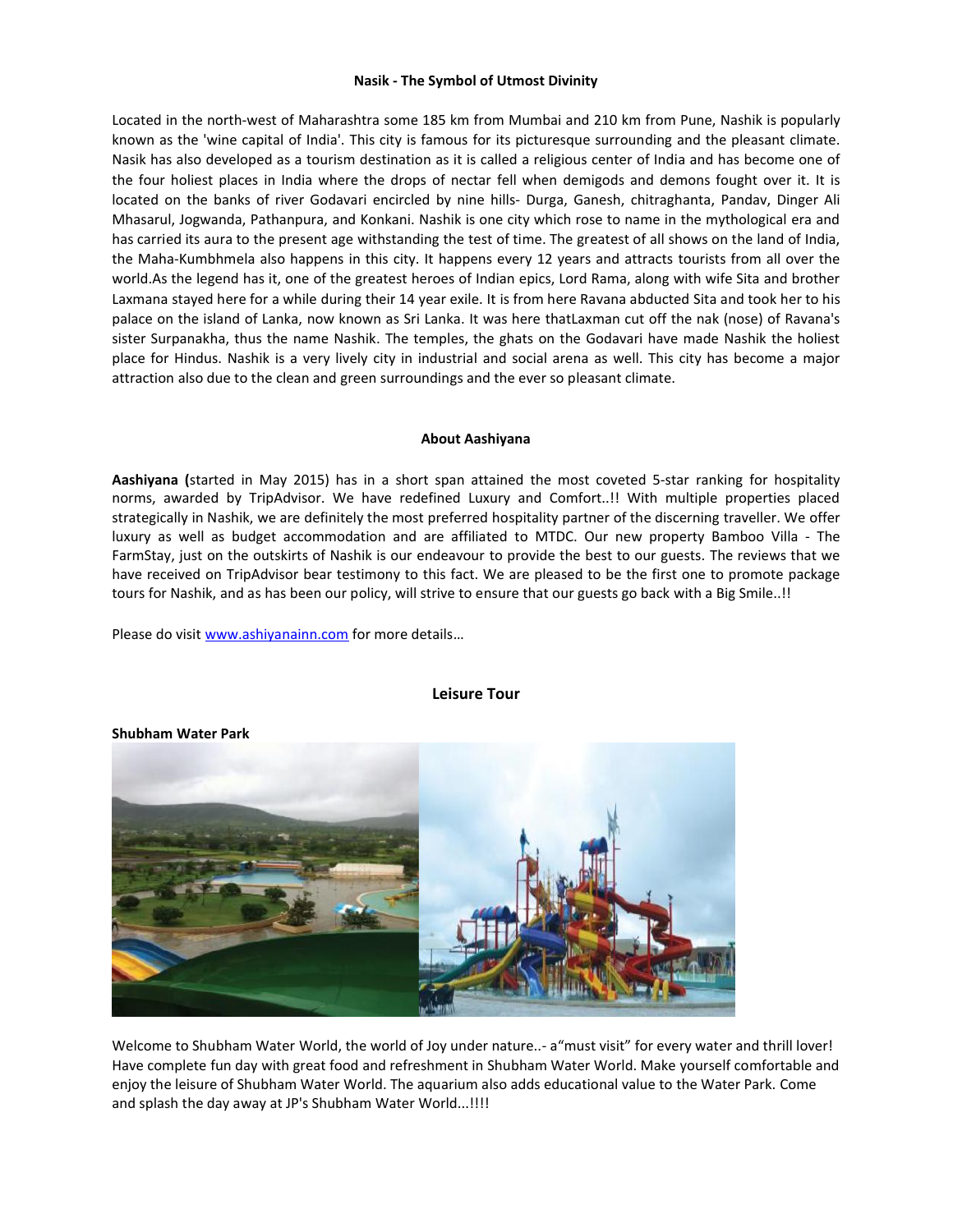**Nasik - The Symbol of Utmost Divinity**

Located in the north-west of Maharashtra some 185 km from Mumbai and 210 km from Pune, Nashik is popularly known as the 'wine capital of India'. This city is famous for its picturesque surrounding and the pleasant climate. Nasik has also developed as a tourism destination as it is called a religious center of India and has become one of the four holiest places in India where the drops of nectar fell when demigods and demons fought over it. It is located on the banks of river Godavari encircled by nine hills- Durga, Ganesh, chitraghanta, Pandav, Dinger Ali Mhasarul, Jogwanda, Pathanpura, and Konkani. Nashik is one city which rose to name in the mythological era and has carried its aura to the present age withstanding the test of time. The greatest of all shows on the land of India, the Maha-Kumbhmela also happens in this city. It happens every 12 years and attracts tourists from all over the world.As the legend has it, one of the greatest heroes of Indian epics, Lord Rama, along with wife Sita and brother Laxmana stayed here for a while during their 14 year exile. It is from here Ravana abducted Sita and took her to his palace on the island of Lanka, now known as Sri Lanka. It was here thatLaxman cut off the nak (nose) of Ravana's sister Surpanakha, thus the name Nashik. The temples, the ghats on the Godavari have made Nashik the holiest place for Hindus. Nashik is a very lively city in industrial and social arena as well. This city has become a major attraction also due to the clean and green surroundings and the ever so pleasant climate.

**About Aashiyana**

**Aashiyana (**started in May 2015) has in a short span attained the most coveted 5-star ranking for hospitality norms, awarded by TripAdvisor. We have redefined Luxury and Comfort..!! With multiple properties placed strategically in Nashik, we are definitely the most preferred hospitality partner of the discerning traveller. We offer luxury as well as budget accommodation and are affiliated to MTDC. Our new property Bamboo Villa - The FarmStay, just on the outskirts of Nashik is our endeavour to provide the best to our guests. The reviews that we have received on TripAdvisor bear testimony to this fact. We are pleased to be the first one to promote package tours for Nashik, and as has been our policy, will strive to ensure that our guests go back with a Big Smile..!!

Please do visit www.ashiyanainn.com for more details…

## Leisure Tour

**Shubham Water Park**

Welcome to Shubham Water World, the world of Joy under nature..- a"must visit" for every water and thrill lover! Have complete fun day with great food and refreshment in Shubham Water World. Make yourself comfortable and enjoy the leisure of Shubham Water World. The aquarium also adds educational value to the Water Park. Come and splash the day away at JP's Shubham Water World...!!!!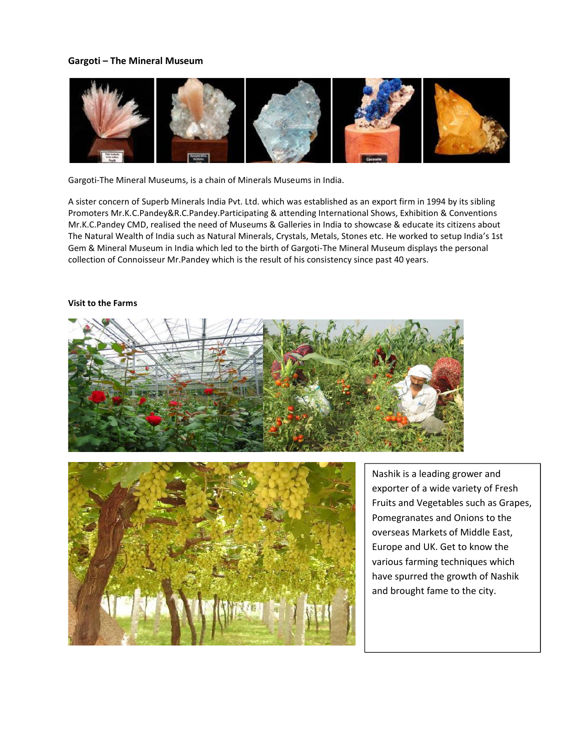**Gargoti – The Mineral Museum**

Gargoti-The Mineral Museums, is a chain of Minerals Museums in India.

A sister concern of Superb Minerals India Pvt. Ltd. which was established as an export firm in 1994 by its sibling Promoters Mr.K.C.Pandey&R.C.Pandey.Participating & attending International Shows, Exhibition & Conventions Mr.K.C.Pandey CMD, realised the need of Museums & Galleries in India to showcase & educate its citizens about The Natural Wealth of India such as Natural Minerals, Crystals, Metals, Stones etc. He worked to setup India's 1st Gem & Mineral Museum in India which led to the birth of Gargoti-The Mineral Museum displays the personal collection of Connoisseur Mr.Pandey which is the result of his consistency since past 40 years.

**Visit to the Farms**

Nashik is a leading grower and exporter of a wide variety of Fresh Fruits and Vegetables such as Grapes, Pomegranates and Onions to the overseas Markets of Middle East, Europe and UK. Get to know the various farming techniques which have spurred the growth of Nashik and brought fame to the city.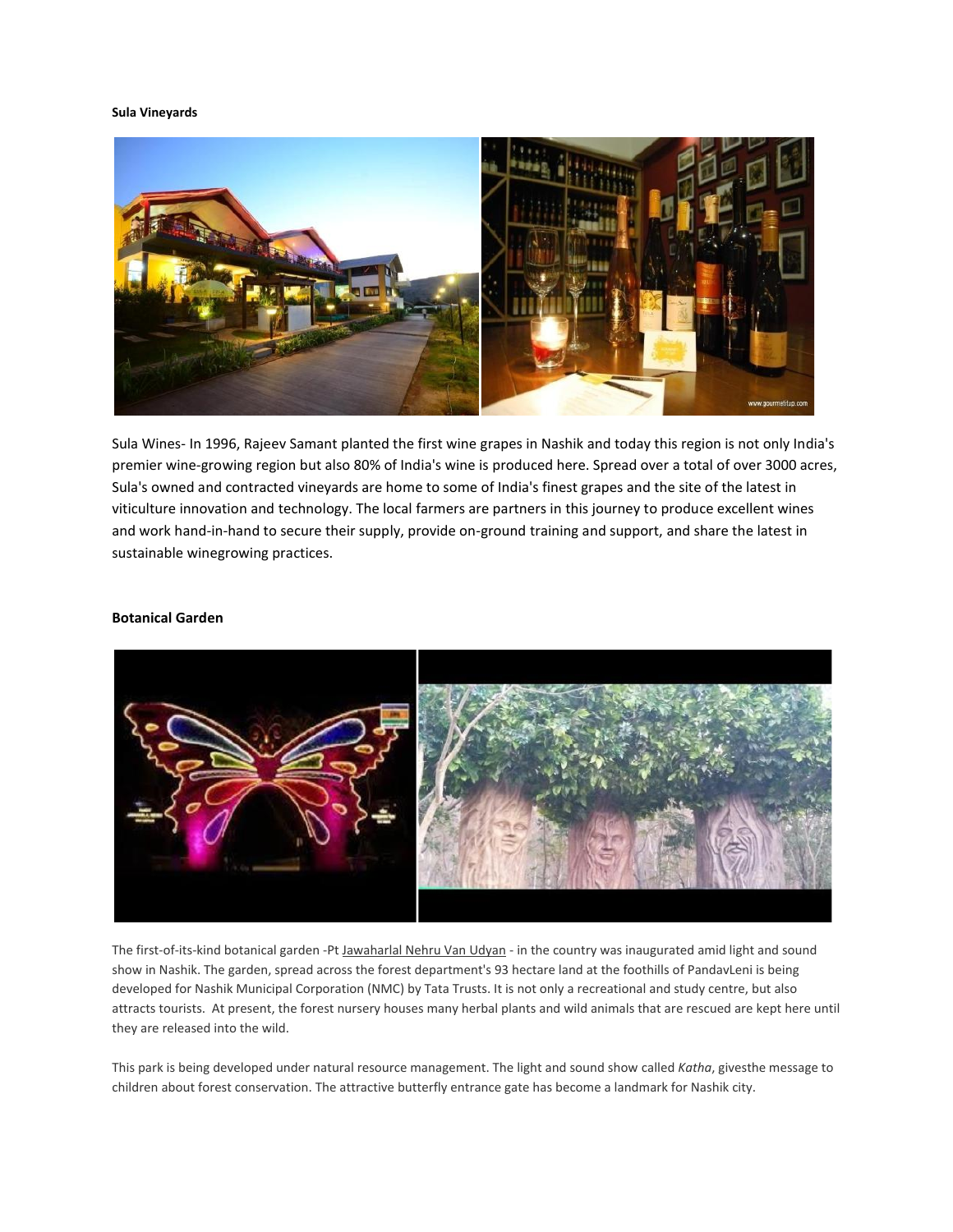**Sula Vineyards**

Sula Wines- In 1996, Rajeev Samant planted the first wine grapes in Nashik and today this region is not only India's premier wine-growing region but also 80% of India's wine is produced here. Spread over a total of over 3000 acres, Sula's owned and contracted vineyards are home to some of India's finest grapes and the site of the latest in viticulture innovation and technology. The local farmers are partners in this journey to produce excellent wines and work hand-in-hand to secure their supply, provide on-ground training and support, and share the latest in sustainable winegrowing practices.

**Botanical Garden**

The first-of-its-kind botanical garden -Pt Jawaharlal Nehru Van Udyan - in the country was inaugurated amid light and sound show in Nashik. The garden, spread across the forest department's 93 hectare land at the foothills of PandavLeni is being developed for Nashik Municipal Corporation (NMC) by Tata Trusts. It is not only a recreational and study centre, but also attracts tourists. At present, the forest nursery houses many herbal plants and wild animals that are rescued are kept here until they are released into the wild.

This park is being developed under natural resource management. The light and sound show called *Katha*, givesthe message to children about forest conservation. The attractive butterfly entrance gate has become a landmark for Nashik city.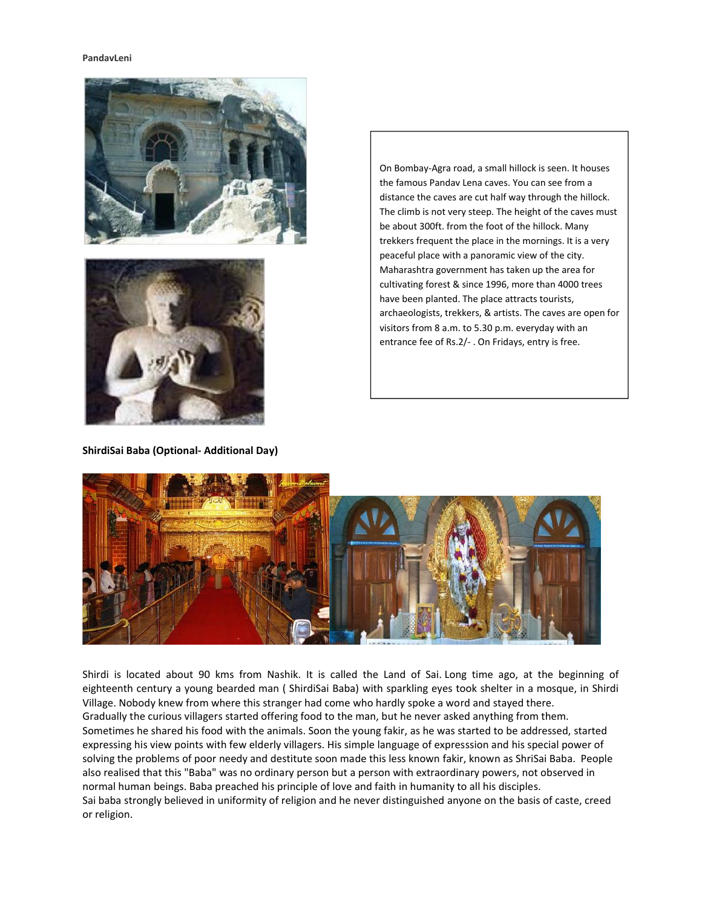**PandavLeni**

On Bombay-Agra road, a small hillock is seen. It houses the famous Pandav Lena caves. You can see from a distance the caves are cut half way through the hillock. The climb is not very steep. The height of the caves must be about 300ft. from the foot of the hillock. Many trekkers frequent the place in the mornings. It is a very peaceful place with a panoramic view of the city. Maharashtra government has taken up the area for cultivating forest & since 1996, more than 4000 trees have been planted. The place attracts tourists, archaeologists, trekkers, & artists. The caves are open for visitors from 8 a.m. to 5.30 p.m. everyday with an entrance fee of Rs.2/- . On Fridays, entry is free.

**ShirdiSai Baba (Optional- Additional Day)**

Shirdi is located about 90 kms from Nashik. It is called the Land of Sai. Long time ago, at the beginning of eighteenth century a young bearded man ( ShirdiSai Baba) with sparkling eyes took shelter in a mosque, in Shirdi Village. Nobody knew from where this stranger had come who hardly spoke a word and stayed there.
Gradually the curious villagers started offering food to the man, but he never asked anything from them. Sometimes he shared his food with the animals. Soon the young fakir, as he was started to be addressed, started expressing his view points with few elderly villagers. His simple language of expresssion and his special power of solving the problems of poor needy and destitute soon made this less known fakir, known as ShriSai Baba. People also realised that this "Baba" was no ordinary person but a person with extraordinary powers, not observed in normal human beings. Baba preached his principle of love and faith in humanity to all his disciples.
Sai baba strongly believed in uniformity of religion and he never distinguished anyone on the basis of caste, creed or religion.